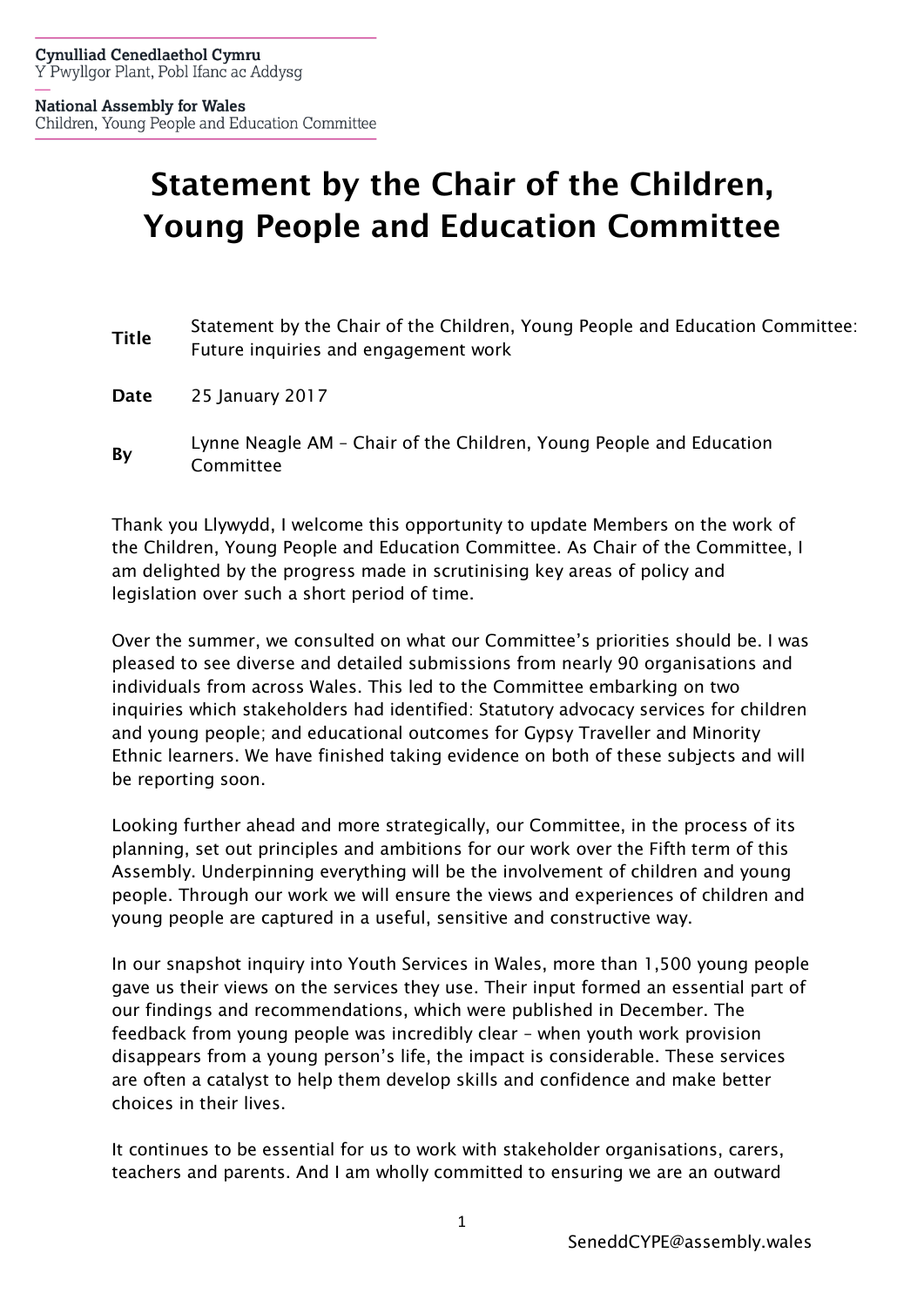Cynulliad Cenedlaethol Cymru
Y Pwyllgor Plant, Pobl Ifanc ac Addysg

National Assembly for Wales
Children, Young People and Education Committee

# Statement by the Chair of the Children, Young People and Education Committee

| | |
|---|---|
| **Title** | Statement by the Chair of the Children, Young People and Education Committee: Future inquiries and engagement work |
| **Date** | 25 January 2017 |
| **By** | Lynne Neagle AM – Chair of the Children, Young People and Education Committee |

Thank you Llywydd, I welcome this opportunity to update Members on the work of the Children, Young People and Education Committee. As Chair of the Committee, I am delighted by the progress made in scrutinising key areas of policy and legislation over such a short period of time.

Over the summer, we consulted on what our Committee's priorities should be. I was pleased to see diverse and detailed submissions from nearly 90 organisations and individuals from across Wales. This led to the Committee embarking on two inquiries which stakeholders had identified: Statutory advocacy services for children and young people; and educational outcomes for Gypsy Traveller and Minority Ethnic learners. We have finished taking evidence on both of these subjects and will be reporting soon.

Looking further ahead and more strategically, our Committee, in the process of its planning, set out principles and ambitions for our work over the Fifth term of this Assembly. Underpinning everything will be the involvement of children and young people. Through our work we will ensure the views and experiences of children and young people are captured in a useful, sensitive and constructive way.

In our snapshot inquiry into Youth Services in Wales, more than 1,500 young people gave us their views on the services they use. Their input formed an essential part of our findings and recommendations, which were published in December. The feedback from young people was incredibly clear – when youth work provision disappears from a young person's life, the impact is considerable. These services are often a catalyst to help them develop skills and confidence and make better choices in their lives.

It continues to be essential for us to work with stakeholder organisations, carers, teachers and parents. And I am wholly committed to ensuring we are an outward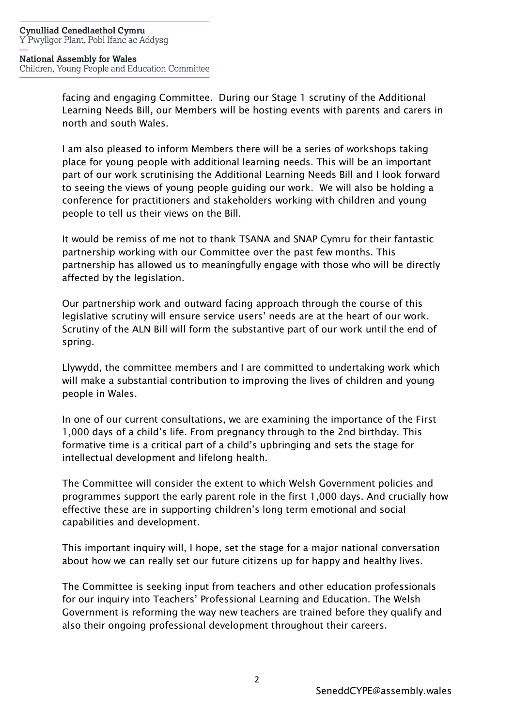facing and engaging Committee. During our Stage 1 scrutiny of the Additional Learning Needs Bill, our Members will be hosting events with parents and carers in north and south Wales.

I am also pleased to inform Members there will be a series of workshops taking place for young people with additional learning needs. This will be an important part of our work scrutinising the Additional Learning Needs Bill and I look forward to seeing the views of young people guiding our work. We will also be holding a conference for practitioners and stakeholders working with children and young people to tell us their views on the Bill.

It would be remiss of me not to thank TSANA and SNAP Cymru for their fantastic partnership working with our Committee over the past few months. This partnership has allowed us to meaningfully engage with those who will be directly affected by the legislation.

Our partnership work and outward facing approach through the course of this legislative scrutiny will ensure service users' needs are at the heart of our work. Scrutiny of the ALN Bill will form the substantive part of our work until the end of spring.

Llywydd, the committee members and I are committed to undertaking work which will make a substantial contribution to improving the lives of children and young people in Wales.

In one of our current consultations, we are examining the importance of the First 1,000 days of a child's life. From pregnancy through to the 2nd birthday. This formative time is a critical part of a child's upbringing and sets the stage for intellectual development and lifelong health.

The Committee will consider the extent to which Welsh Government policies and programmes support the early parent role in the first 1,000 days. And crucially how effective these are in supporting children's long term emotional and social capabilities and development.

This important inquiry will, I hope, set the stage for a major national conversation about how we can really set our future citizens up for happy and healthy lives.

The Committee is seeking input from teachers and other education professionals for our inquiry into Teachers' Professional Learning and Education. The Welsh Government is reforming the way new teachers are trained before they qualify and also their ongoing professional development throughout their careers.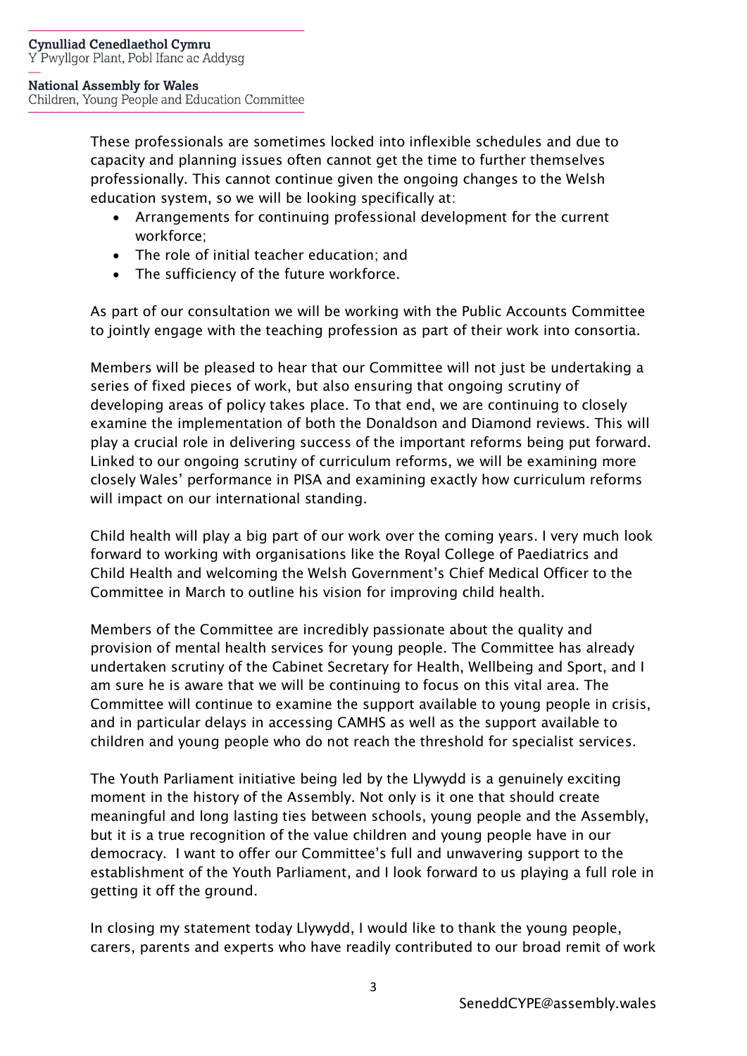These professionals are sometimes locked into inflexible schedules and due to capacity and planning issues often cannot get the time to further themselves professionally. This cannot continue given the ongoing changes to the Welsh education system, so we will be looking specifically at:

- Arrangements for continuing professional development for the current workforce;
- The role of initial teacher education; and
- The sufficiency of the future workforce.

As part of our consultation we will be working with the Public Accounts Committee to jointly engage with the teaching profession as part of their work into consortia.

Members will be pleased to hear that our Committee will not just be undertaking a series of fixed pieces of work, but also ensuring that ongoing scrutiny of developing areas of policy takes place. To that end, we are continuing to closely examine the implementation of both the Donaldson and Diamond reviews. This will play a crucial role in delivering success of the important reforms being put forward. Linked to our ongoing scrutiny of curriculum reforms, we will be examining more closely Wales' performance in PISA and examining exactly how curriculum reforms will impact on our international standing.

Child health will play a big part of our work over the coming years. I very much look forward to working with organisations like the Royal College of Paediatrics and Child Health and welcoming the Welsh Government's Chief Medical Officer to the Committee in March to outline his vision for improving child health.

Members of the Committee are incredibly passionate about the quality and provision of mental health services for young people. The Committee has already undertaken scrutiny of the Cabinet Secretary for Health, Wellbeing and Sport, and I am sure he is aware that we will be continuing to focus on this vital area. The Committee will continue to examine the support available to young people in crisis, and in particular delays in accessing CAMHS as well as the support available to children and young people who do not reach the threshold for specialist services.

The Youth Parliament initiative being led by the Llywydd is a genuinely exciting moment in the history of the Assembly. Not only is it one that should create meaningful and long lasting ties between schools, young people and the Assembly, but it is a true recognition of the value children and young people have in our democracy. I want to offer our Committee's full and unwavering support to the establishment of the Youth Parliament, and I look forward to us playing a full role in getting it off the ground.

In closing my statement today Llywydd, I would like to thank the young people, carers, parents and experts who have readily contributed to our broad remit of work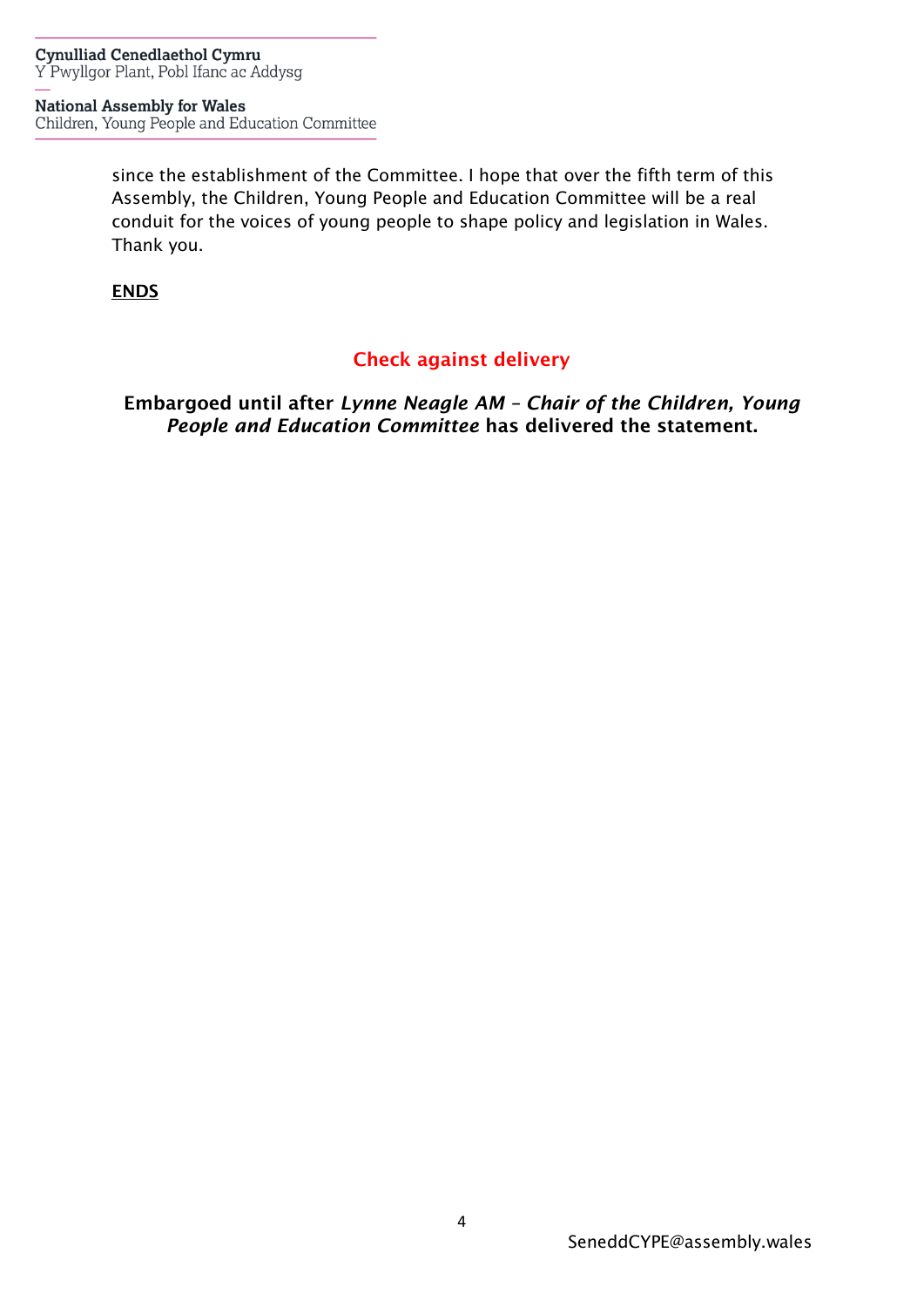since the establishment of the Committee. I hope that over the fifth term of this Assembly, the Children, Young People and Education Committee will be a real conduit for the voices of young people to shape policy and legislation in Wales. Thank you.

**ENDS**

**Check against delivery**

**Embargoed until after *Lynne Neagle AM – Chair of the Children, Young People and Education Committee* has delivered the statement.**

SeneddCYPE@assembly.wales